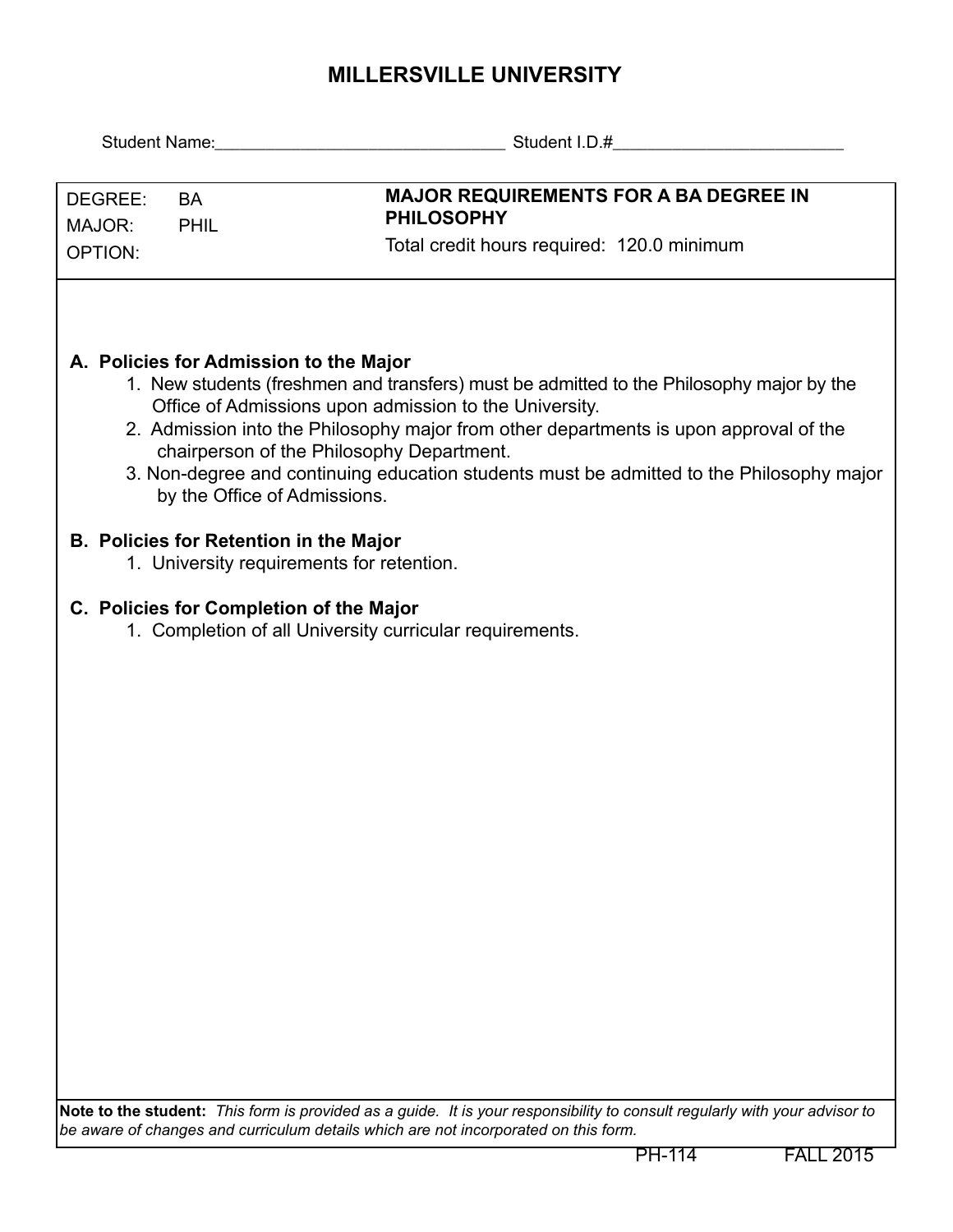# MILLERSVILLE UNIVERSITY

Student Name:_______________________________ Student I.D.#_________________________

| DEGREE: BA<br>MAJOR: PHIL<br>OPTION: | **MAJOR REQUIREMENTS FOR A BA DEGREE IN PHILOSOPHY**<br>Total credit hours required: 120.0 minimum |
|---|---|

**A. Policies for Admission to the Major**

1. New students (freshmen and transfers) must be admitted to the Philosophy major by the Office of Admissions upon admission to the University.
2. Admission into the Philosophy major from other departments is upon approval of the chairperson of the Philosophy Department.
3. Non-degree and continuing education students must be admitted to the Philosophy major by the Office of Admissions.

**B. Policies for Retention in the Major**

1. University requirements for retention.

**C. Policies for Completion of the Major**

1. Completion of all University curricular requirements.

**Note to the student:** *This form is provided as a guide. It is your responsibility to consult regularly with your advisor to be aware of changes and curriculum details which are not incorporated on this form.*

PH-114 FALL 2015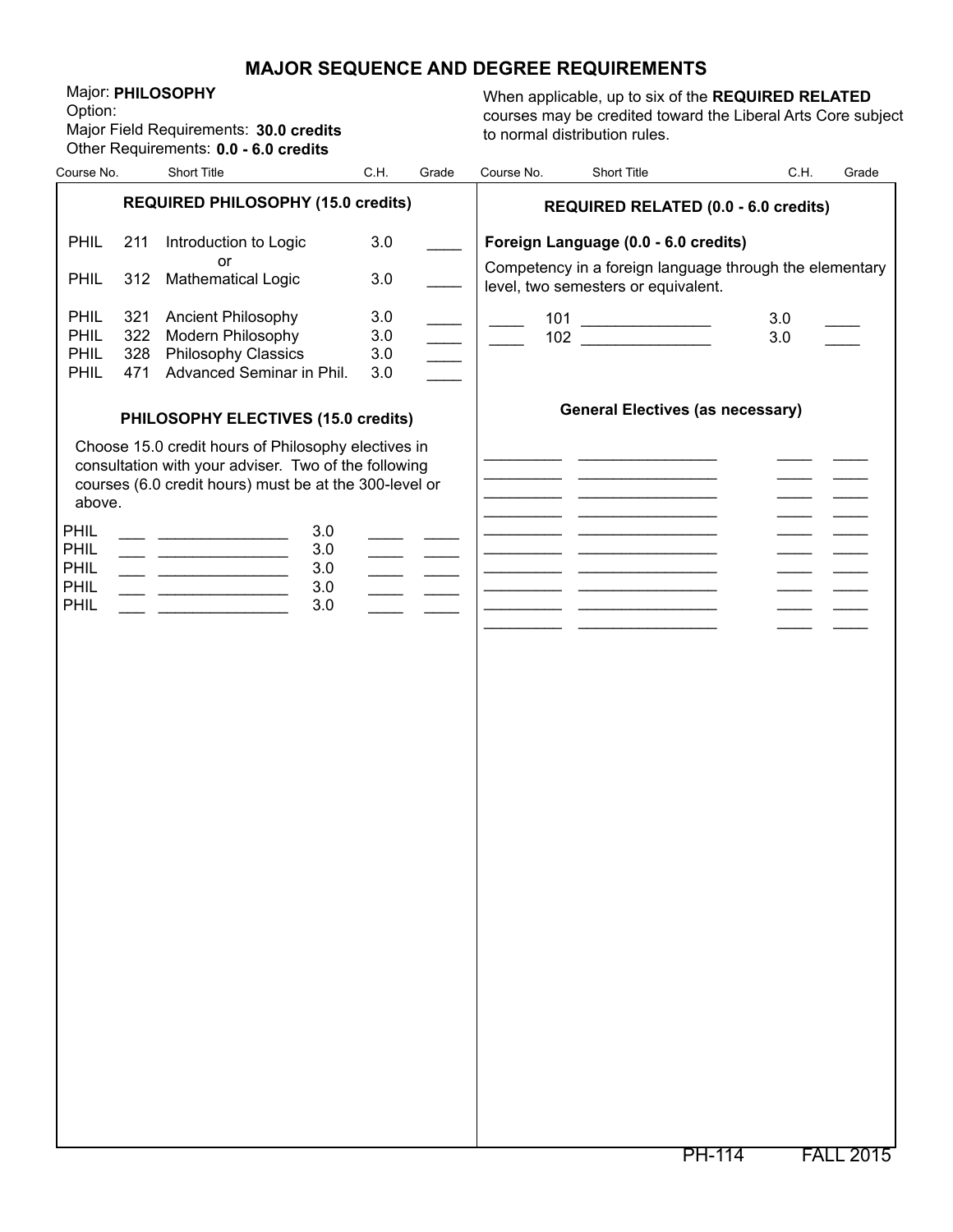# MAJOR SEQUENCE AND DEGREE REQUIREMENTS

Major: **PHILOSOPHY**
Option:
Major Field Requirements: **30.0 credits**
Other Requirements: **0.0 - 6.0 credits**

When applicable, up to six of the **REQUIRED RELATED** courses may be credited toward the Liberal Arts Core subject to normal distribution rules.

## REQUIRED PHILOSOPHY (15.0 credits)

| Course No. | | Short Title | C.H. | Grade |
|---|---|---|---|---|
| PHIL | 211 | Introduction to Logic | 3.0 | ____ |
| | | or | | |
| PHIL | 312 | Mathematical Logic | 3.0 | ____ |
| PHIL | 321 | Ancient Philosophy | 3.0 | ____ |
| PHIL | 322 | Modern Philosophy | 3.0 | ____ |
| PHIL | 328 | Philosophy Classics | 3.0 | ____ |
| PHIL | 471 | Advanced Seminar in Phil. | 3.0 | ____ |

## PHILOSOPHY ELECTIVES (15.0 credits)

Choose 15.0 credit hours of Philosophy electives in consultation with your adviser. Two of the following courses (6.0 credit hours) must be at the 300-level or above.

| Course No. | | Short Title | C.H. | | Grade |
|---|---|---|---|---|---|
| PHIL | ___ | _______________ | 3.0 | ____ | ____ |
| PHIL | ___ | _______________ | 3.0 | ____ | ____ |
| PHIL | ___ | _______________ | 3.0 | ____ | ____ |
| PHIL | ___ | _______________ | 3.0 | ____ | ____ |
| PHIL | ___ | _______________ | 3.0 | ____ | ____ |

## REQUIRED RELATED (0.0 - 6.0 credits)

**Foreign Language (0.0 - 6.0 credits)**

Competency in a foreign language through the elementary level, two semesters or equivalent.

| Course No. | | Short Title | C.H. | Grade |
|---|---|---|---|---|
| ____ | 101 | _______________ | 3.0 | ____ |
| ____ | 102 | _______________ | 3.0 | ____ |

**General Electives (as necessary)**

| Course No. | Short Title | C.H. | Grade |
|---|---|---|---|
| _________ | ________________ | ____ | ____ |
| _________ | ________________ | ____ | ____ |
| _________ | ________________ | ____ | ____ |
| _________ | ________________ | ____ | ____ |
| _________ | ________________ | ____ | ____ |
| _________ | ________________ | ____ | ____ |
| _________ | ________________ | ____ | ____ |
| _________ | ________________ | ____ | ____ |
| _________ | ________________ | ____ | ____ |

PH-114 FALL 2015